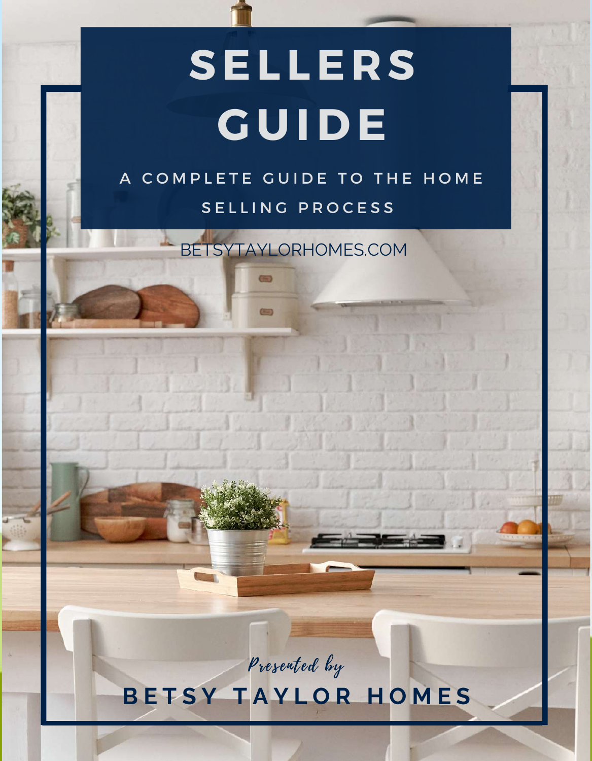# SELLERS GUIDE

A COMPLETE GUIDE TO THE HOME SELLING PROCESS

BETSYTAYLORHOMES.COM

*Presented by*

**BETSY TAYLOR HOMES**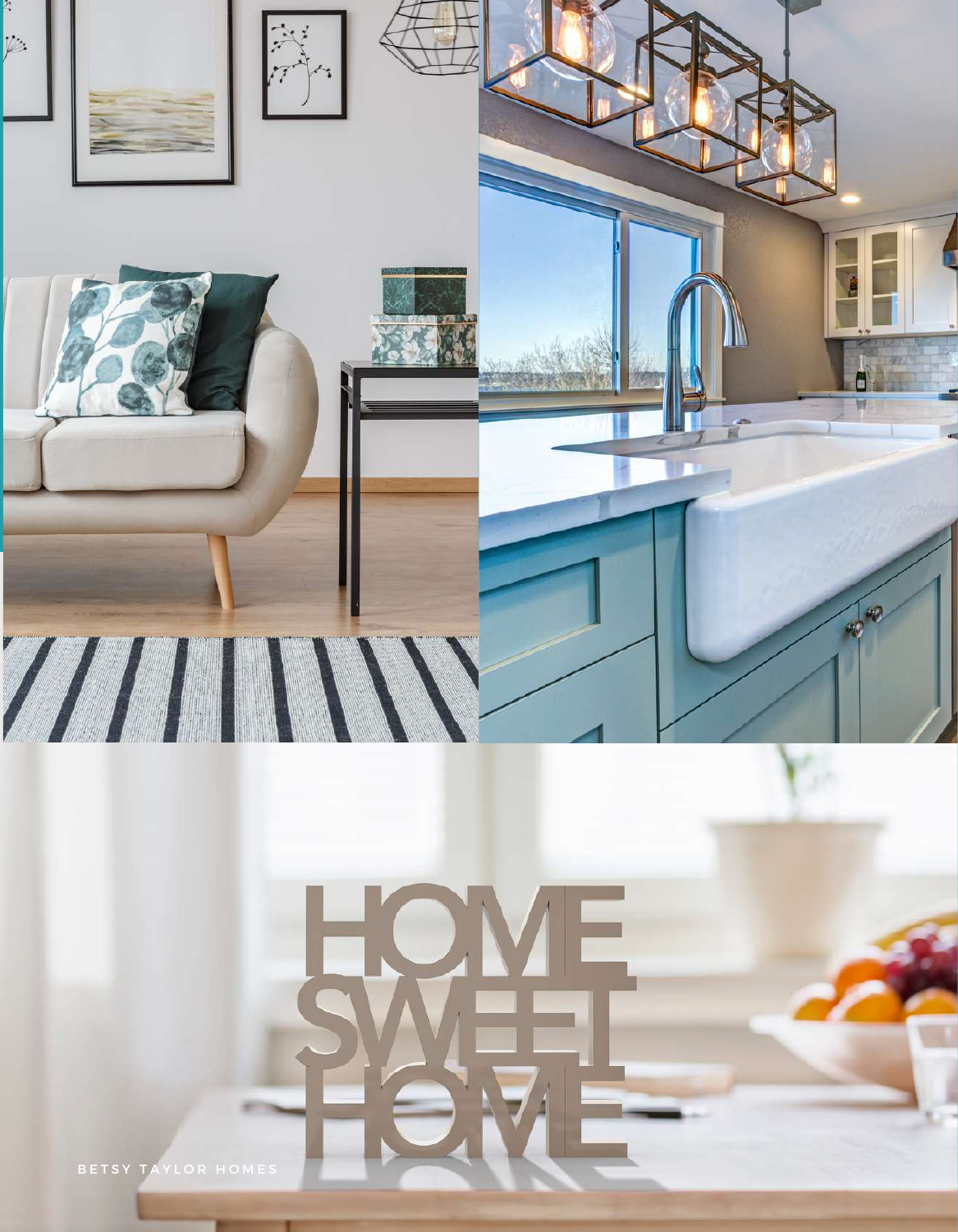BETSY TAYLOR HOMES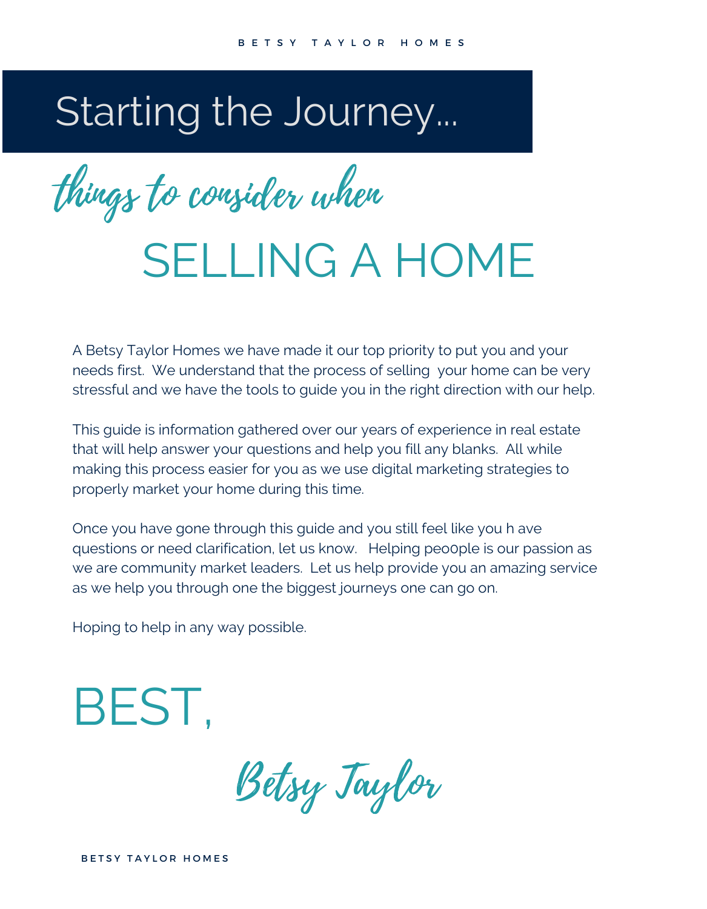# Starting the Journey...

*things to consider when*

## SELLING A HOME

A Betsy Taylor Homes we have made it our top priority to put you and your needs first. We understand that the process of selling your home can be very stressful and we have the tools to guide you in the right direction with our help.

This guide is information gathered over our years of experience in real estate that will help answer your questions and help you fill any blanks. All while making this process easier for you as we use digital marketing strategies to properly market your home during this time.

Once you have gone through this guide and you still feel like you h ave questions or need clarification, let us know. Helping peo0ple is our passion as we are community market leaders. Let us help provide you an amazing service as we help you through one the biggest journeys one can go on.

Hoping to help in any way possible.

BEST,

*Betsy Taylor*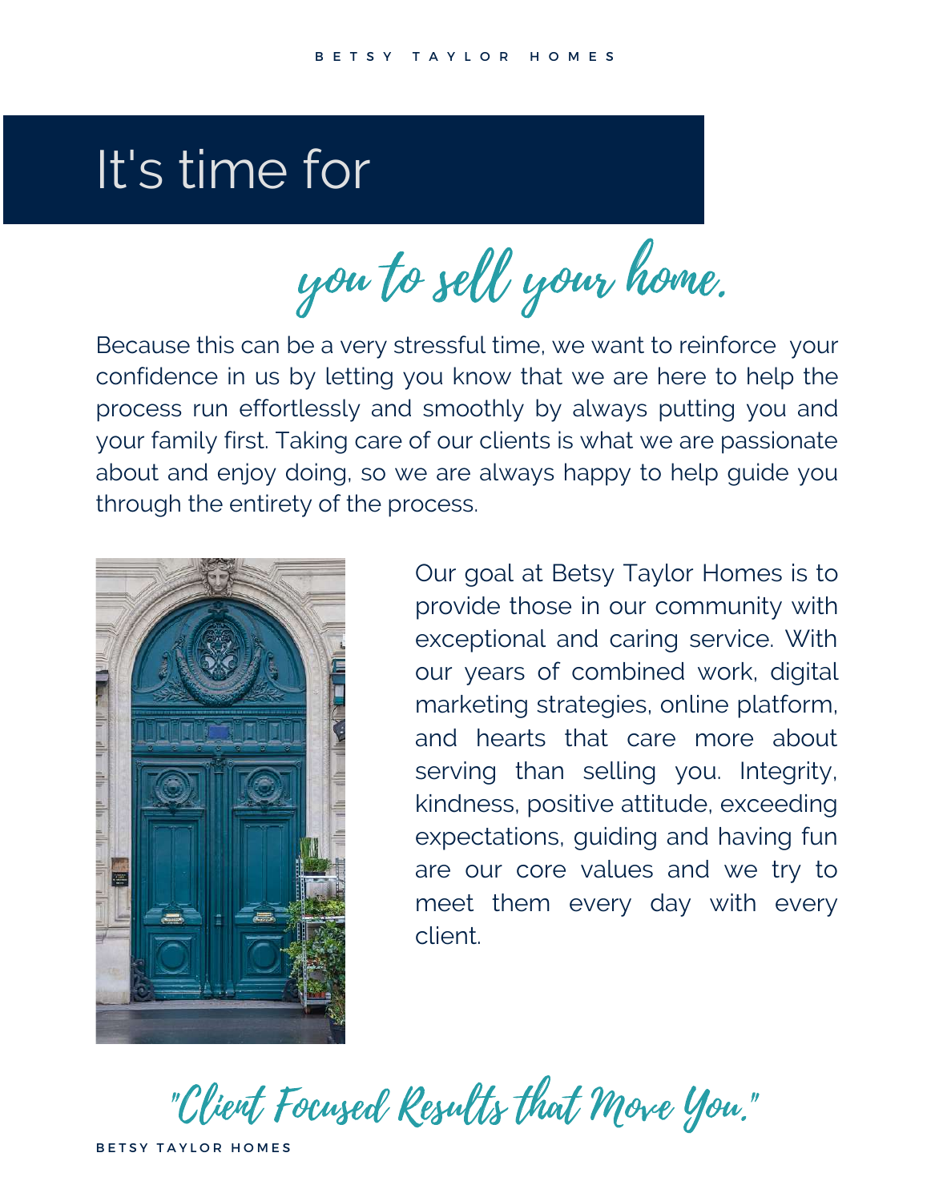# It's time for

## *you to sell your home.*

Because this can be a very stressful time, we want to reinforce your confidence in us by letting you know that we are here to help the process run effortlessly and smoothly by always putting you and your family first. Taking care of our clients is what we are passionate about and enjoy doing, so we are always happy to help guide you through the entirety of the process.

Our goal at Betsy Taylor Homes is to provide those in our community with exceptional and caring service. With our years of combined work, digital marketing strategies, online platform, and hearts that care more about serving than selling you. Integrity, kindness, positive attitude, exceeding expectations, guiding and having fun are our core values and we try to meet them every day with every client.

*"Client Focused Results that Move You."*

BETSY TAYLOR HOMES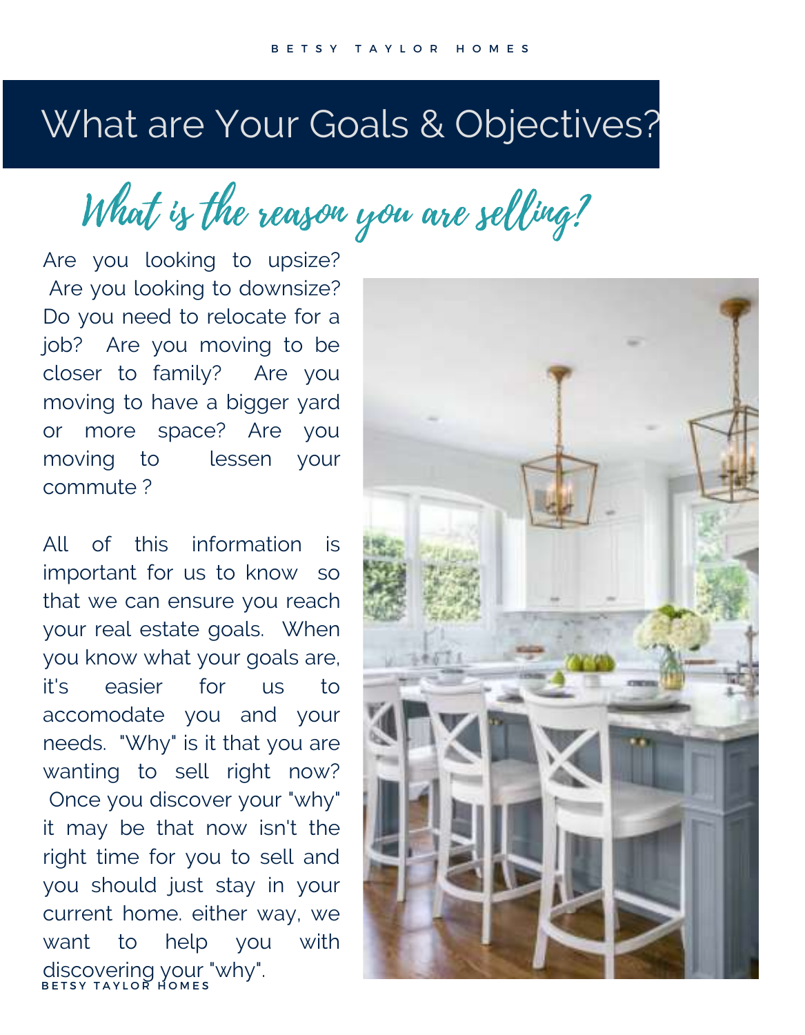# What are Your Goals & Objectives?

## *What is the reason you are selling?*

Are you looking to upsize? Are you looking to downsize? Do you need to relocate for a job? Are you moving to be closer to family? Are you moving to have a bigger yard or more space? Are you moving to lessen your commute ?

All of this information is important for us to know so that we can ensure you reach your real estate goals. When you know what your goals are, it's easier for us to accomodate you and your needs. "Why" is it that you are wanting to sell right now? Once you discover your "why" it may be that now isn't the right time for you to sell and you should just stay in your current home. either way, we want to help you with discovering your "why".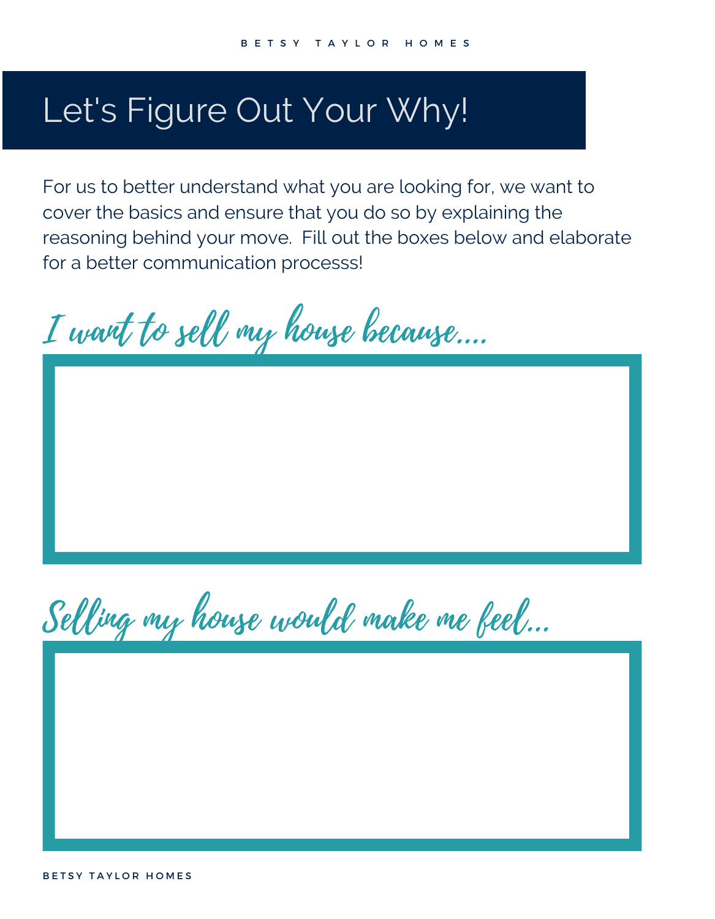# Let's Figure Out Your Why!

For us to better understand what you are looking for, we want to cover the basics and ensure that you do so by explaining the reasoning behind your move. Fill out the boxes below and elaborate for a better communication processs!

## I want to sell my house because....

## Selling my house would make me feel...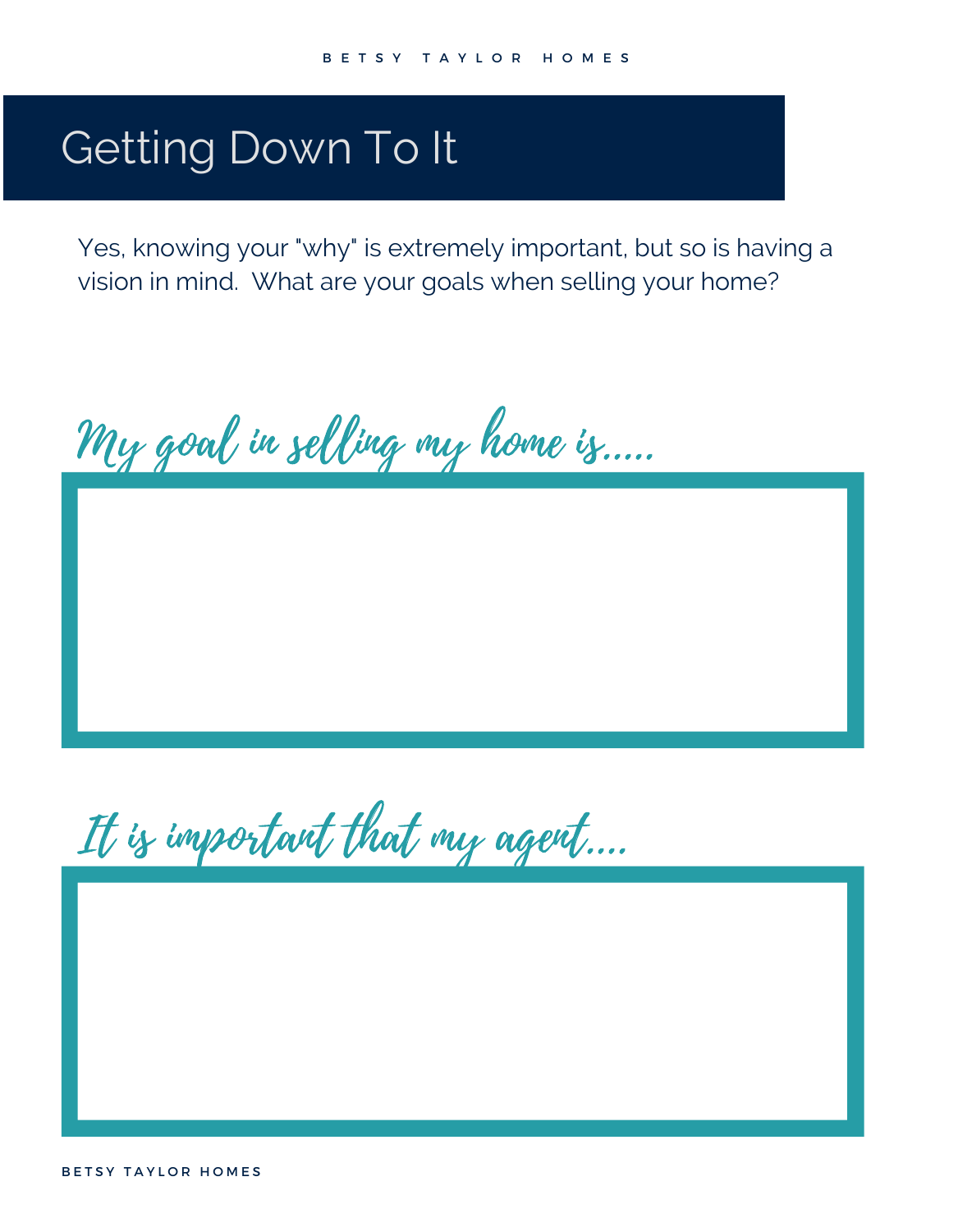# Getting Down To It

Yes, knowing your "why" is extremely important, but so is having a vision in mind. What are your goals when selling your home?

*My goal in selling my home is.....*

*It is important that my agent....*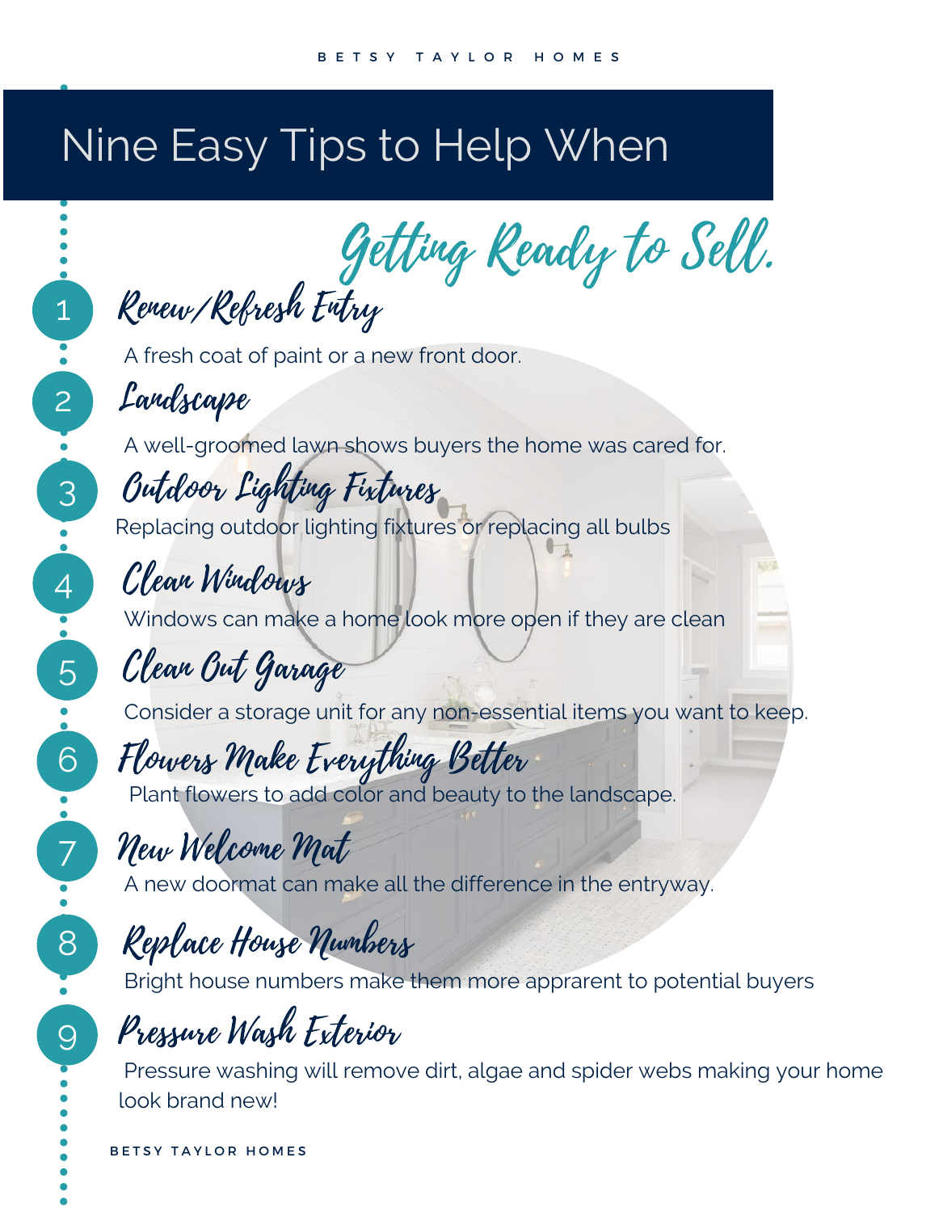# Nine Easy Tips to Help When Getting Ready to Sell.

1. **Renew/Refresh Entry**

   A fresh coat of paint or a new front door.

2. **Landscape**

   A well-groomed lawn shows buyers the home was cared for.

3. **Outdoor Lighting Fixtures**

   Replacing outdoor lighting fixtures or replacing all bulbs

4. **Clean Windows**

   Windows can make a home look more open if they are clean

5. **Clean Out Garage**

   Consider a storage unit for any non-essential items you want to keep.

6. **Flowers Make Everything Better**

   Plant flowers to add color and beauty to the landscape.

7. **New Welcome Mat**

   A new doormat can make all the difference in the entryway.

8. **Replace House Numbers**

   Bright house numbers make them more apprarent to potential buyers

9. **Pressure Wash Exterior**

   Pressure washing will remove dirt, algae and spider webs making your home look brand new!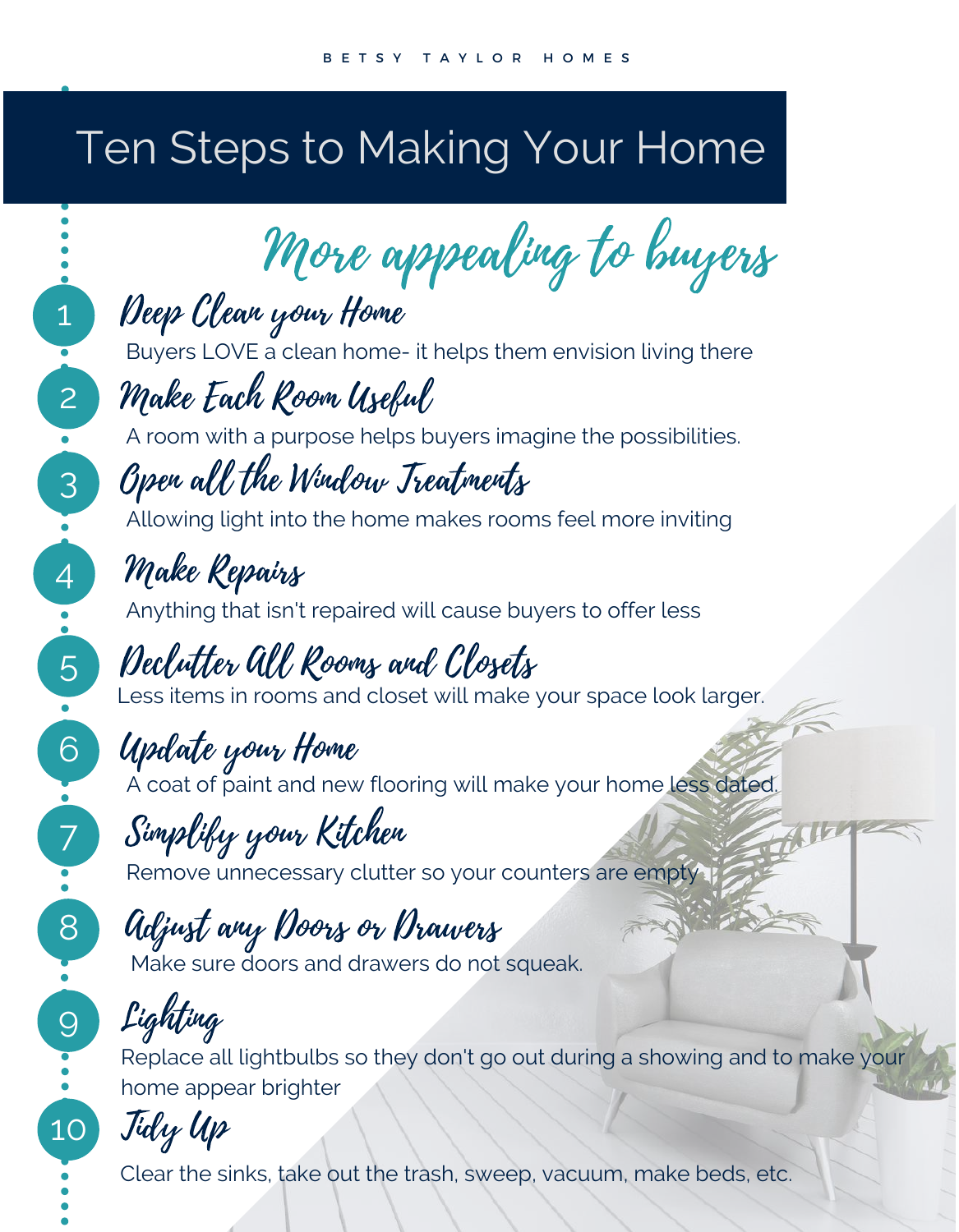BETSY TAYLOR HOMES

# Ten Steps to Making Your Home More appealing to buyers

1. **Deep Clean your Home**
   Buyers LOVE a clean home- it helps them envision living there

2. **Make Each Room Useful**
   A room with a purpose helps buyers imagine the possibilities.

3. **Open all the Window Treatments**
   Allowing light into the home makes rooms feel more inviting

4. **Make Repairs**
   Anything that isn't repaired will cause buyers to offer less

5. **Declutter All Rooms and Closets**
   Less items in rooms and closet will make your space look larger.

6. **Update your Home**
   A coat of paint and new flooring will make your home less dated.

7. **Simplify your Kitchen**
   Remove unnecessary clutter so your counters are empty

8. **Adjust any Doors or Drawers**
   Make sure doors and drawers do not squeak.

9. **Lighting**
   Replace all lightbulbs so they don't go out during a showing and to make your home appear brighter

10. **Tidy Up**
    Clear the sinks, take out the trash, sweep, vacuum, make beds, etc.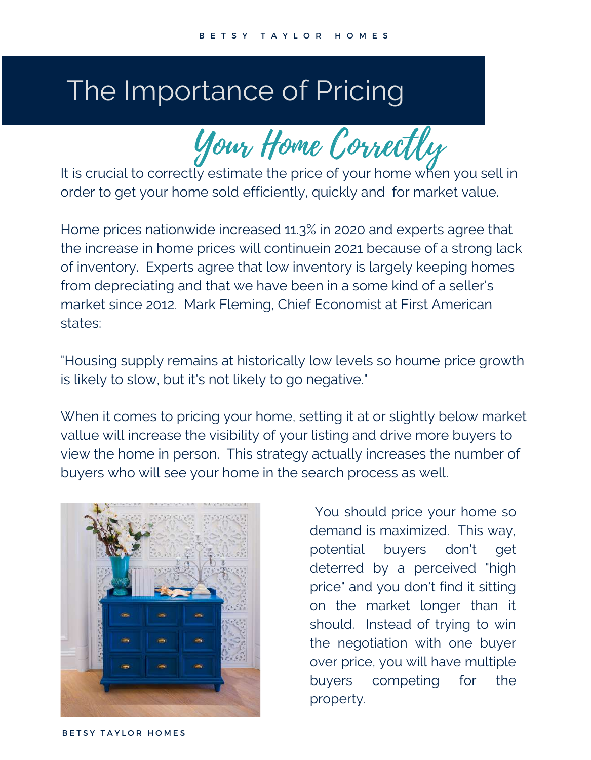# The Importance of Pricing

## *Your Home Correctly*

It is crucial to correctly estimate the price of your home when you sell in order to get your home sold efficiently, quickly and  for market value.

Home prices nationwide increased 11.3% in 2020 and experts agree that the increase in home prices will continuein 2021 because of a strong lack of inventory.  Experts agree that low inventory is largely keeping homes from depreciating and that we have been in a some kind of a seller's market since 2012.  Mark Fleming, Chief Economist at First American states:

"Housing supply remains at historically low levels so houme price growth is likely to slow, but it's not likely to go negative."

When it comes to pricing your home, setting it at or slightly below market vallue will increase the visibility of your listing and drive more buyers to view the home in person.  This strategy actually increases the number of buyers who will see your home in the search process as well.

You should price your home so demand is maximized.  This way, potential buyers don't get deterred by a perceived "high price" and you don't find it sitting on the market longer than it should.  Instead of trying to win the negotiation with one buyer over price, you will have multiple buyers competing for the property.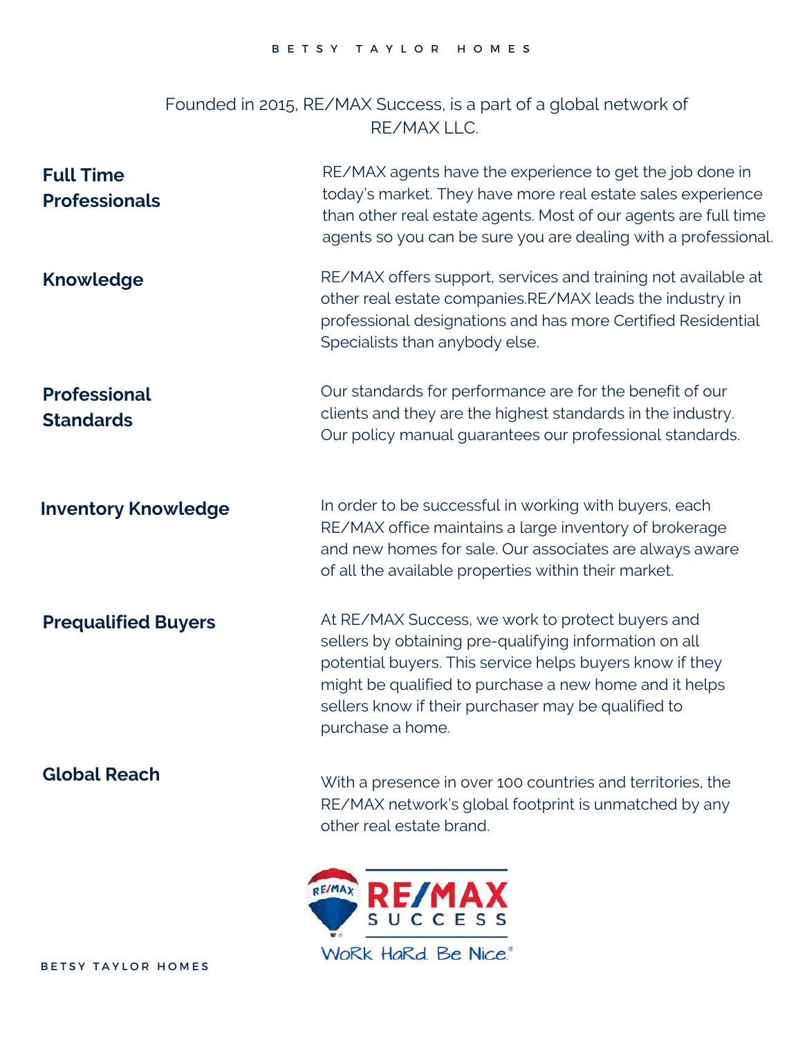Founded in 2015, RE/MAX Success, is a part of a global network of RE/MAX LLC.

**Full Time Professionals**

RE/MAX agents have the experience to get the job done in today's market. They have more real estate sales experience than other real estate agents. Most of our agents are full time agents so you can be sure you are dealing with a professional.

**Knowledge**

RE/MAX offers support, services and training not available at other real estate companies.RE/MAX leads the industry in professional designations and has more Certified Residential Specialists than anybody else.

**Professional Standards**

Our standards for performance are for the benefit of our clients and they are the highest standards in the industry. Our policy manual guarantees our professional standards.

**Inventory Knowledge**

In order to be successful in working with buyers, each RE/MAX office maintains a large inventory of brokerage and new homes for sale. Our associates are always aware of all the available properties within their market.

**Prequalified Buyers**

At RE/MAX Success, we work to protect buyers and sellers by obtaining pre-qualifying information on all potential buyers. This service helps buyers know if they might be qualified to purchase a new home and it helps sellers know if their purchaser may be qualified to purchase a home.

**Global Reach**

With a presence in over 100 countries and territories, the RE/MAX network's global footprint is unmatched by any other real estate brand.

RE/MAX SUCCESS

WoRk HaRd. Be Nice.®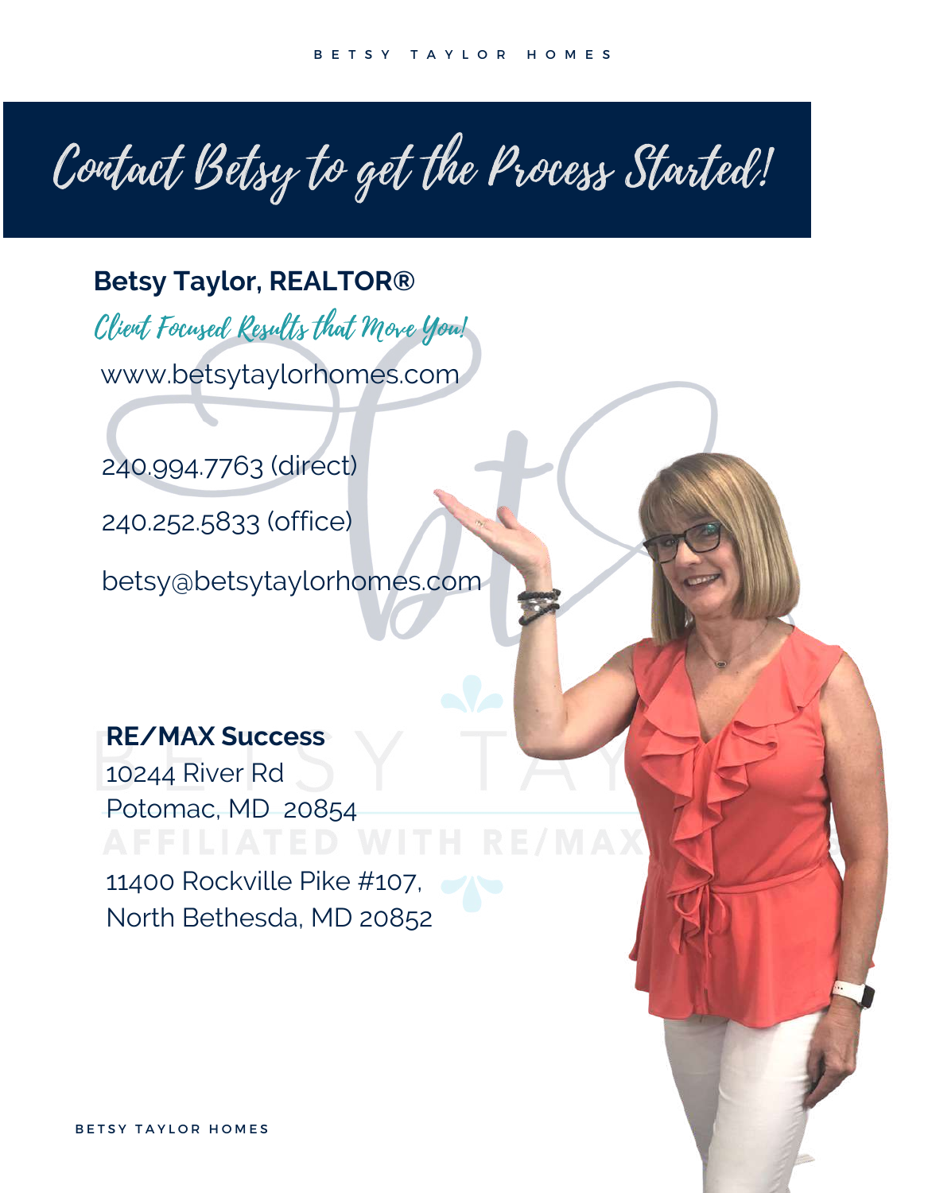# Contact Betsy to get the Process Started!

**Betsy Taylor, REALTOR®**

*Client Focused Results that Move You!*

www.betsytaylorhomes.com

240.994.7763 (direct)

240.252.5833 (office)

betsy@betsytaylorhomes.com

**RE/MAX Success**
10244 River Rd
Potomac, MD 20854

11400 Rockville Pike #107,
North Bethesda, MD 20852